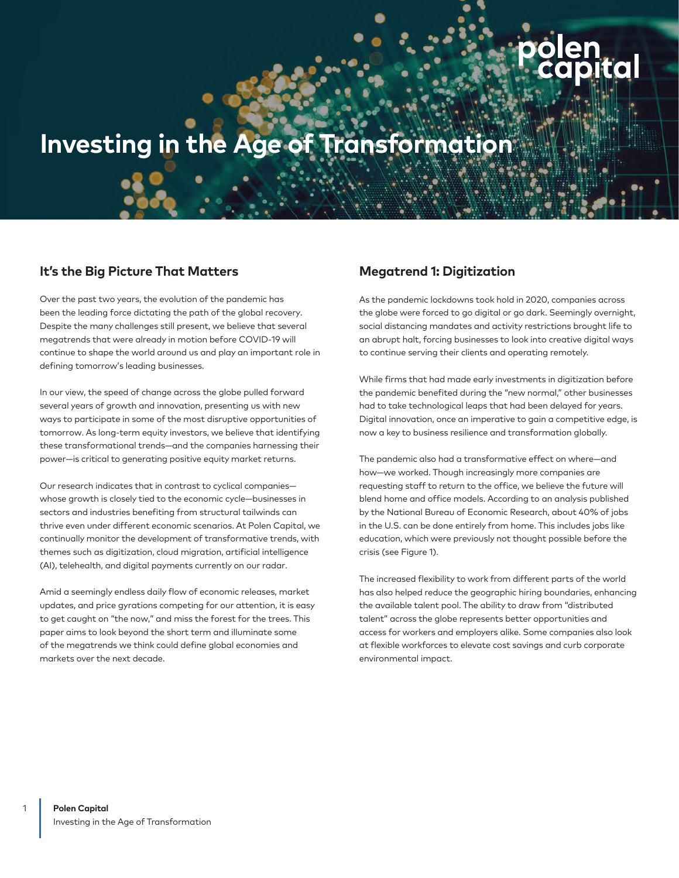# Investing in the Age of Transformation

## It's the Big Picture That Matters

Over the past two years, the evolution of the pandemic has been the leading force dictating the path of the global recovery. Despite the many challenges still present, we believe that several megatrends that were already in motion before COVID-19 will continue to shape the world around us and play an important role in defining tomorrow's leading businesses.

In our view, the speed of change across the globe pulled forward several years of growth and innovation, presenting us with new ways to participate in some of the most disruptive opportunities of tomorrow. As long-term equity investors, we believe that identifying these transformational trends—and the companies harnessing their power—is critical to generating positive equity market returns.

Our research indicates that in contrast to cyclical companies—whose growth is closely tied to the economic cycle—businesses in sectors and industries benefiting from structural tailwinds can thrive even under different economic scenarios. At Polen Capital, we continually monitor the development of transformative trends, with themes such as digitization, cloud migration, artificial intelligence (AI), telehealth, and digital payments currently on our radar.

Amid a seemingly endless daily flow of economic releases, market updates, and price gyrations competing for our attention, it is easy to get caught on "the now," and miss the forest for the trees. This paper aims to look beyond the short term and illuminate some of the megatrends we think could define global economies and markets over the next decade.

## Megatrend 1: Digitization

As the pandemic lockdowns took hold in 2020, companies across the globe were forced to go digital or go dark. Seemingly overnight, social distancing mandates and activity restrictions brought life to an abrupt halt, forcing businesses to look into creative digital ways to continue serving their clients and operating remotely.

While firms that had made early investments in digitization before the pandemic benefited during the "new normal," other businesses had to take technological leaps that had been delayed for years. Digital innovation, once an imperative to gain a competitive edge, is now a key to business resilience and transformation globally.

The pandemic also had a transformative effect on where—and how—we worked. Though increasingly more companies are requesting staff to return to the office, we believe the future will blend home and office models. According to an analysis published by the National Bureau of Economic Research, about 40% of jobs in the U.S. can be done entirely from home. This includes jobs like education, which were previously not thought possible before the crisis (see Figure 1).

The increased flexibility to work from different parts of the world has also helped reduce the geographic hiring boundaries, enhancing the available talent pool. The ability to draw from "distributed talent" across the globe represents better opportunities and access for workers and employers alike. Some companies also look at flexible workforces to elevate cost savings and curb corporate environmental impact.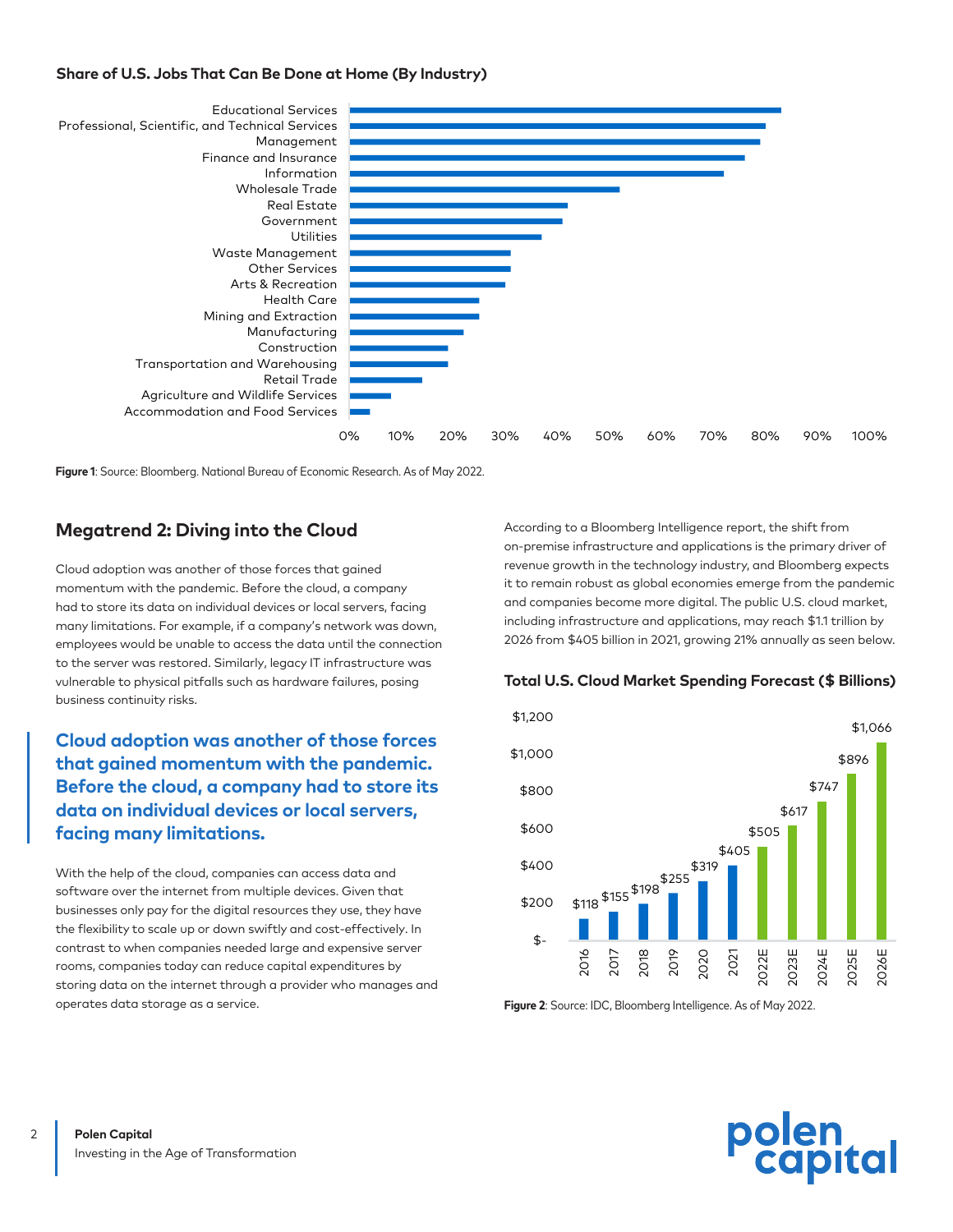**Share of U.S. Jobs That Can Be Done at Home (By Industry)**

Educational Services
Professional, Scientific, and Technical Services
Management
Finance and Insurance
Information
Wholesale Trade
Real Estate
Government
Utilities
Waste Management
Other Services
Arts & Recreation
Health Care
Mining and Extraction
Manufacturing
Construction
Transportation and Warehousing
Retail Trade
Agriculture and Wildlife Services
Accommodation and Food Services

0% 10% 20% 30% 40% 50% 60% 70% 80% 90% 100%

**Figure 1**: Source: Bloomberg. National Bureau of Economic Research. As of May 2022.

## Megatrend 2: Diving into the Cloud

Cloud adoption was another of those forces that gained momentum with the pandemic. Before the cloud, a company had to store its data on individual devices or local servers, facing many limitations. For example, if a company's network was down, employees would be unable to access the data until the connection to the server was restored. Similarly, legacy IT infrastructure was vulnerable to physical pitfalls such as hardware failures, posing business continuity risks.

> **Cloud adoption was another of those forces that gained momentum with the pandemic. Before the cloud, a company had to store its data on individual devices or local servers, facing many limitations.**

With the help of the cloud, companies can access data and software over the internet from multiple devices. Given that businesses only pay for the digital resources they use, they have the flexibility to scale up or down swiftly and cost-effectively. In contrast to when companies needed large and expensive server rooms, companies today can reduce capital expenditures by storing data on the internet through a provider who manages and operates data storage as a service.

According to a Bloomberg Intelligence report, the shift from on-premise infrastructure and applications is the primary driver of revenue growth in the technology industry, and Bloomberg expects it to remain robust as global economies emerge from the pandemic and companies become more digital. The public U.S. cloud market, including infrastructure and applications, may reach $1.1 trillion by 2026 from $405 billion in 2021, growing 21% annually as seen below.

**Total U.S. Cloud Market Spending Forecast ($ Billions)**

| Year | Spending ($ Billions) |
|---|---|
| 2016 | $118 |
| 2017 | $155 |
| 2018 | $198 |
| 2019 | $255 |
| 2020 | $319 |
| 2021 | $405 |
| 2022E | $505 |
| 2023E | $617 |
| 2024E | $747 |
| 2025E | $896 |
| 2026E | $1,066 |

**Figure 2**: Source: IDC, Bloomberg Intelligence. As of May 2022.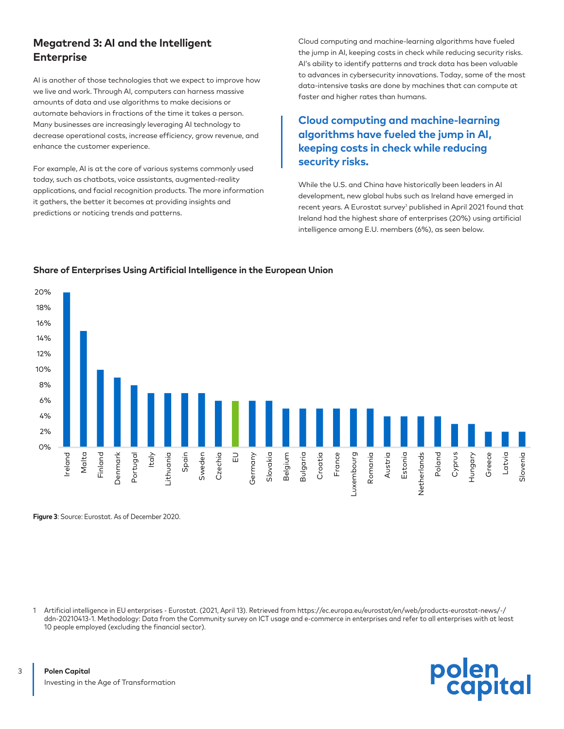## Megatrend 3: AI and the Intelligent Enterprise

AI is another of those technologies that we expect to improve how we live and work. Through AI, computers can harness massive amounts of data and use algorithms to make decisions or automate behaviors in fractions of the time it takes a person. Many businesses are increasingly leveraging AI technology to decrease operational costs, increase efficiency, grow revenue, and enhance the customer experience.

For example, AI is at the core of various systems commonly used today, such as chatbots, voice assistants, augmented-reality applications, and facial recognition products. The more information it gathers, the better it becomes at providing insights and predictions or noticing trends and patterns.

Cloud computing and machine-learning algorithms have fueled the jump in AI, keeping costs in check while reducing security risks. AI's ability to identify patterns and track data has been valuable to advances in cybersecurity innovations. Today, some of the most data-intensive tasks are done by machines that can compute at faster and higher rates than humans.

> **Cloud computing and machine-learning algorithms have fueled the jump in AI, keeping costs in check while reducing security risks.**

While the U.S. and China have historically been leaders in AI development, new global hubs such as Ireland have emerged in recent years. A Eurostat survey[1] published in April 2021 found that Ireland had the highest share of enterprises (20%) using artificial intelligence among E.U. members (6%), as seen below.

**Share of Enterprises Using Artificial Intelligence in the European Union**

| Country | Share |
|---|---|
| Ireland | 20% |
| Malta | 15% |
| Finland | 10% |
| Denmark | 9% |
| Portugal | 8% |
| Italy | 7% |
| Lithuania | 7% |
| Spain | 7% |
| Sweden | 7% |
| Czechia | 6% |
| EU | 6% |
| Germany | 6% |
| Slovakia | 6% |
| Belgium | 5% |
| Bulgaria | 5% |
| Croatia | 5% |
| France | 5% |
| Luxembourg | 5% |
| Romania | 5% |
| Austria | 4% |
| Estonia | 4% |
| Netherlands | 4% |
| Poland | 4% |
| Cyprus | 3% |
| Hungary | 3% |
| Greece | 2% |
| Latvia | 2% |
| Slovenia | 2% |

**Figure 3**: Source: Eurostat. As of December 2020.

1 Artificial intelligence in EU enterprises - Eurostat. (2021, April 13). Retrieved from https://ec.europa.eu/eurostat/en/web/products-eurostat-news/-/ddn-20210413-1. Methodology: Data from the Community survey on ICT usage and e-commerce in enterprises and refer to all enterprises with at least 10 people employed (excluding the financial sector).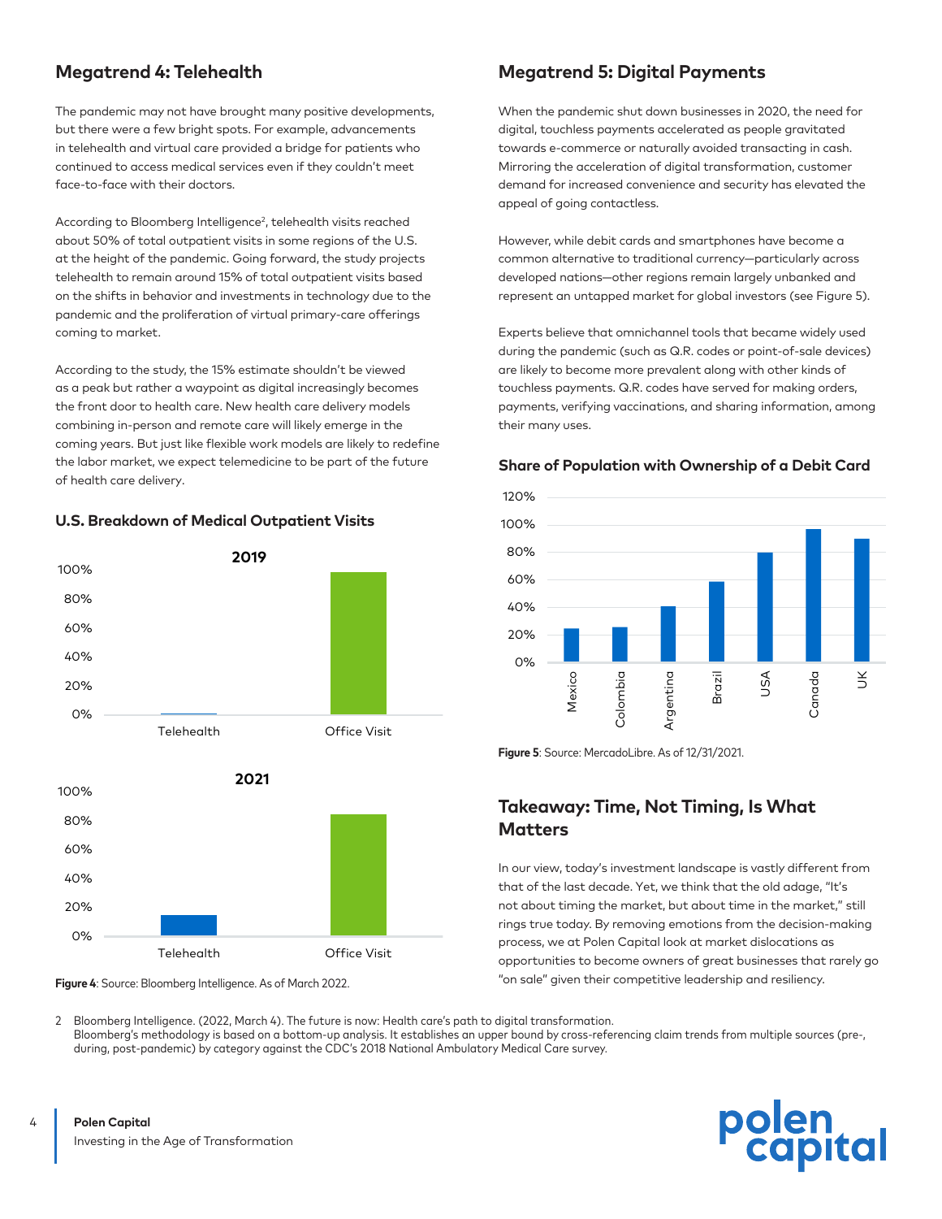## Megatrend 4: Telehealth

The pandemic may not have brought many positive developments, but there were a few bright spots. For example, advancements in telehealth and virtual care provided a bridge for patients who continued to access medical services even if they couldn't meet face-to-face with their doctors.

According to Bloomberg Intelligence[2], telehealth visits reached about 50% of total outpatient visits in some regions of the U.S. at the height of the pandemic. Going forward, the study projects telehealth to remain around 15% of total outpatient visits based on the shifts in behavior and investments in technology due to the pandemic and the proliferation of virtual primary-care offerings coming to market.

According to the study, the 15% estimate shouldn't be viewed as a peak but rather a waypoint as digital increasingly becomes the front door to health care. New health care delivery models combining in-person and remote care will likely emerge in the coming years. But just like flexible work models are likely to redefine the labor market, we expect telemedicine to be part of the future of health care delivery.

### U.S. Breakdown of Medical Outpatient Visits

**Figure 4**: Source: Bloomberg Intelligence. As of March 2022.

## Megatrend 5: Digital Payments

When the pandemic shut down businesses in 2020, the need for digital, touchless payments accelerated as people gravitated towards e-commerce or naturally avoided transacting in cash. Mirroring the acceleration of digital transformation, customer demand for increased convenience and security has elevated the appeal of going contactless.

However, while debit cards and smartphones have become a common alternative to traditional currency—particularly across developed nations—other regions remain largely unbanked and represent an untapped market for global investors (see Figure 5).

Experts believe that omnichannel tools that became widely used during the pandemic (such as Q.R. codes or point-of-sale devices) are likely to become more prevalent along with other kinds of touchless payments. Q.R. codes have served for making orders, payments, verifying vaccinations, and sharing information, among their many uses.

### Share of Population with Ownership of a Debit Card

**Figure 5**: Source: MercadoLibre. As of 12/31/2021.

## Takeaway: Time, Not Timing, Is What Matters

In our view, today's investment landscape is vastly different from that of the last decade. Yet, we think that the old adage, "It's not about timing the market, but about time in the market," still rings true today. By removing emotions from the decision-making process, we at Polen Capital look at market dislocations as opportunities to become owners of great businesses that rarely go "on sale" given their competitive leadership and resiliency.

2 Bloomberg Intelligence. (2022, March 4). The future is now: Health care's path to digital transformation. Bloomberg's methodology is based on a bottom-up analysis. It establishes an upper bound by cross-referencing claim trends from multiple sources (pre-, during, post-pandemic) by category against the CDC's 2018 National Ambulatory Medical Care survey.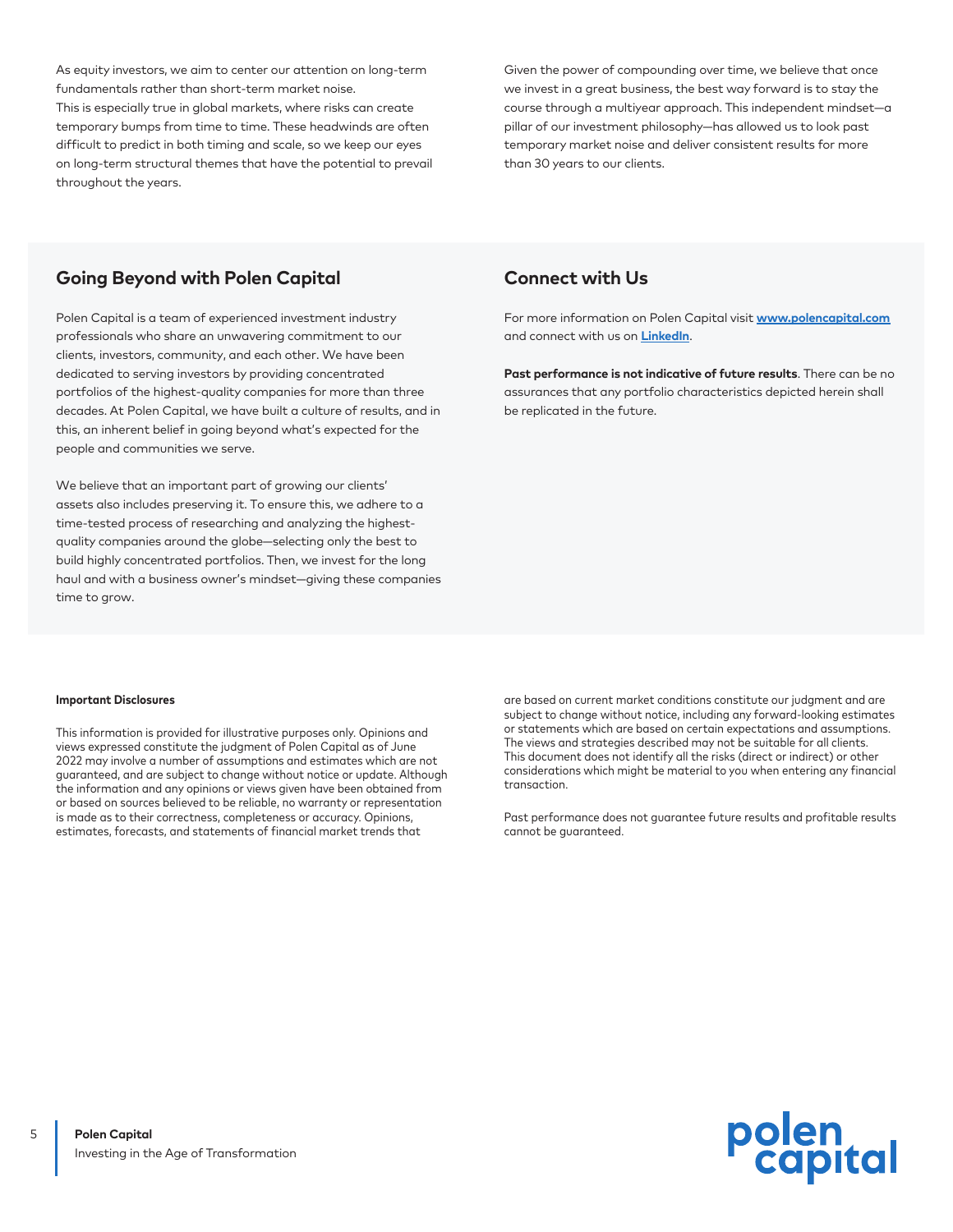As equity investors, we aim to center our attention on long-term fundamentals rather than short-term market noise. This is especially true in global markets, where risks can create temporary bumps from time to time. These headwinds are often difficult to predict in both timing and scale, so we keep our eyes on long-term structural themes that have the potential to prevail throughout the years.

Given the power of compounding over time, we believe that once we invest in a great business, the best way forward is to stay the course through a multiyear approach. This independent mindset—a pillar of our investment philosophy—has allowed us to look past temporary market noise and deliver consistent results for more than 30 years to our clients.

## Going Beyond with Polen Capital

Polen Capital is a team of experienced investment industry professionals who share an unwavering commitment to our clients, investors, community, and each other. We have been dedicated to serving investors by providing concentrated portfolios of the highest-quality companies for more than three decades. At Polen Capital, we have built a culture of results, and in this, an inherent belief in going beyond what's expected for the people and communities we serve.

We believe that an important part of growing our clients' assets also includes preserving it. To ensure this, we adhere to a time-tested process of researching and analyzing the highest-quality companies around the globe—selecting only the best to build highly concentrated portfolios. Then, we invest for the long haul and with a business owner's mindset—giving these companies time to grow.

## Connect with Us

For more information on Polen Capital visit **[www.polencapital.com](www.polencapital.com)** and connect with us on **LinkedIn**.

**Past performance is not indicative of future results**. There can be no assurances that any portfolio characteristics depicted herein shall be replicated in the future.

**Important Disclosures**

This information is provided for illustrative purposes only. Opinions and views expressed constitute the judgment of Polen Capital as of June 2022 may involve a number of assumptions and estimates which are not guaranteed, and are subject to change without notice or update. Although the information and any opinions or views given have been obtained from or based on sources believed to be reliable, no warranty or representation is made as to their correctness, completeness or accuracy. Opinions, estimates, forecasts, and statements of financial market trends that are based on current market conditions constitute our judgment and are subject to change without notice, including any forward-looking estimates or statements which are based on certain expectations and assumptions. The views and strategies described may not be suitable for all clients. This document does not identify all the risks (direct or indirect) or other considerations which might be material to you when entering any financial transaction.

Past performance does not guarantee future results and profitable results cannot be guaranteed.